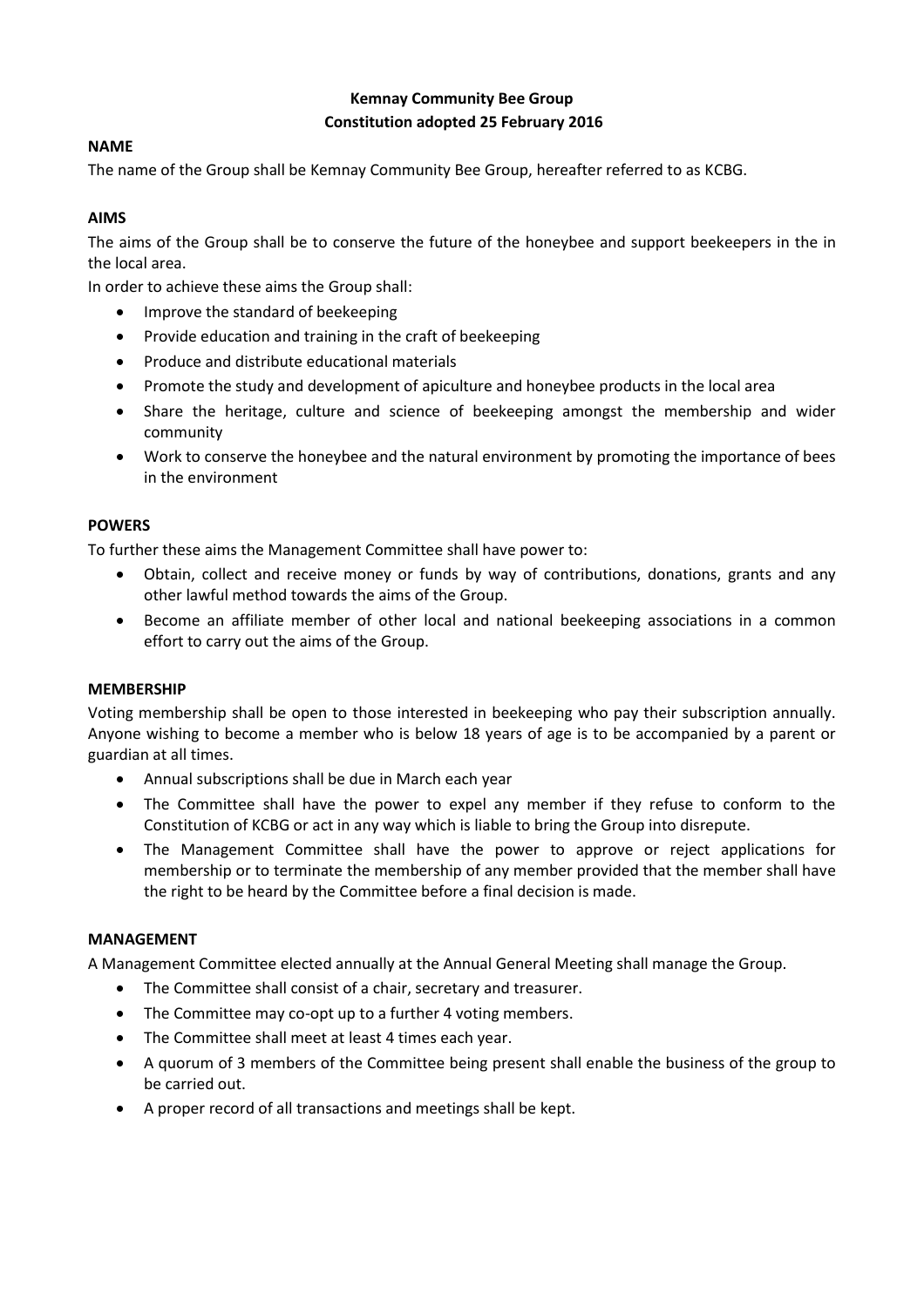# Kemnay Community Bee Group
## Constitution adopted 25 February 2016

**NAME**

The name of the Group shall be Kemnay Community Bee Group, hereafter referred to as KCBG.

**AIMS**

The aims of the Group shall be to conserve the future of the honeybee and support beekeepers in the in the local area.

In order to achieve these aims the Group shall:

- Improve the standard of beekeeping
- Provide education and training in the craft of beekeeping
- Produce and distribute educational materials
- Promote the study and development of apiculture and honeybee products in the local area
- Share the heritage, culture and science of beekeeping amongst the membership and wider community
- Work to conserve the honeybee and the natural environment by promoting the importance of bees in the environment

**POWERS**

To further these aims the Management Committee shall have power to:

- Obtain, collect and receive money or funds by way of contributions, donations, grants and any other lawful method towards the aims of the Group.
- Become an affiliate member of other local and national beekeeping associations in a common effort to carry out the aims of the Group.

**MEMBERSHIP**

Voting membership shall be open to those interested in beekeeping who pay their subscription annually. Anyone wishing to become a member who is below 18 years of age is to be accompanied by a parent or guardian at all times.

- Annual subscriptions shall be due in March each year
- The Committee shall have the power to expel any member if they refuse to conform to the Constitution of KCBG or act in any way which is liable to bring the Group into disrepute.
- The Management Committee shall have the power to approve or reject applications for membership or to terminate the membership of any member provided that the member shall have the right to be heard by the Committee before a final decision is made.

**MANAGEMENT**

A Management Committee elected annually at the Annual General Meeting shall manage the Group.

- The Committee shall consist of a chair, secretary and treasurer.
- The Committee may co-opt up to a further 4 voting members.
- The Committee shall meet at least 4 times each year.
- A quorum of 3 members of the Committee being present shall enable the business of the group to be carried out.
- A proper record of all transactions and meetings shall be kept.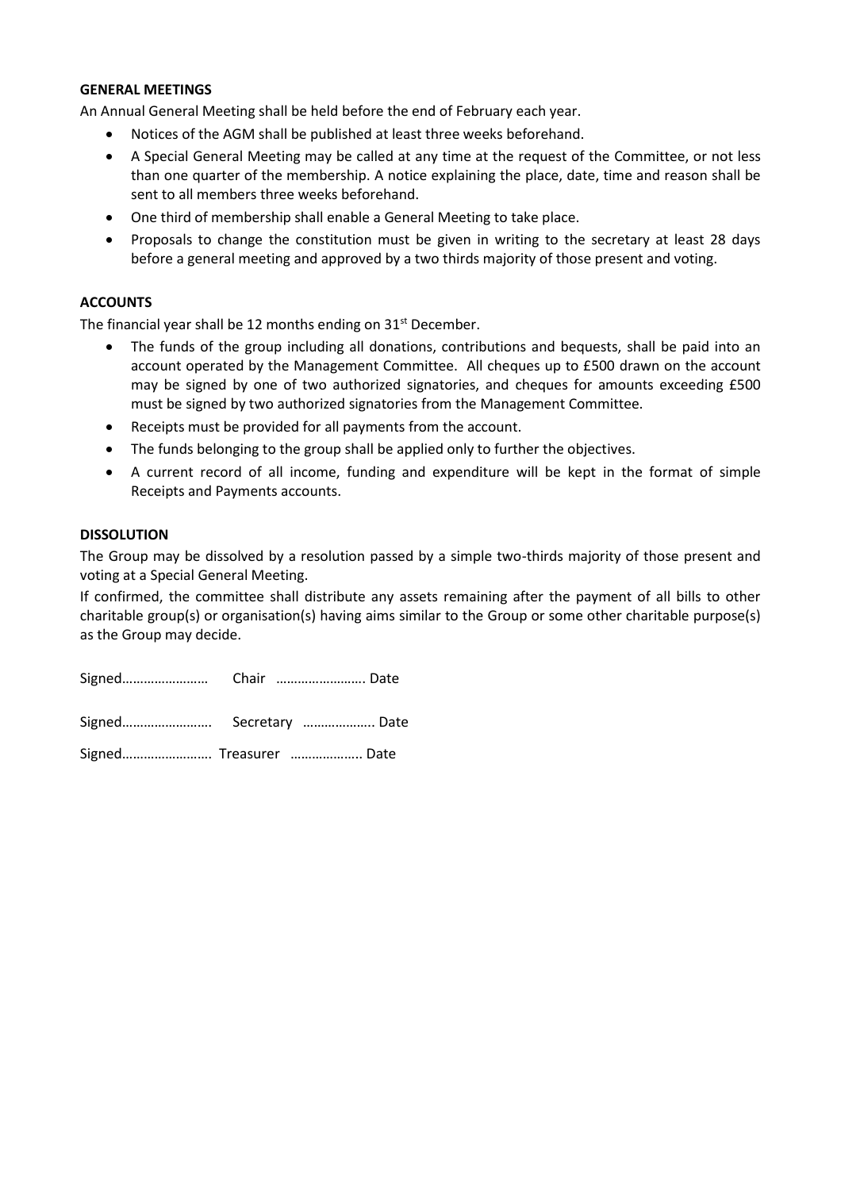**GENERAL MEETINGS**

An Annual General Meeting shall be held before the end of February each year.

- Notices of the AGM shall be published at least three weeks beforehand.
- A Special General Meeting may be called at any time at the request of the Committee, or not less than one quarter of the membership. A notice explaining the place, date, time and reason shall be sent to all members three weeks beforehand.
- One third of membership shall enable a General Meeting to take place.
- Proposals to change the constitution must be given in writing to the secretary at least 28 days before a general meeting and approved by a two thirds majority of those present and voting.

**ACCOUNTS**

The financial year shall be 12 months ending on 31st December.

- The funds of the group including all donations, contributions and bequests, shall be paid into an account operated by the Management Committee. All cheques up to £500 drawn on the account may be signed by one of two authorized signatories, and cheques for amounts exceeding £500 must be signed by two authorized signatories from the Management Committee.
- Receipts must be provided for all payments from the account.
- The funds belonging to the group shall be applied only to further the objectives.
- A current record of all income, funding and expenditure will be kept in the format of simple Receipts and Payments accounts.

**DISSOLUTION**

The Group may be dissolved by a resolution passed by a simple two-thirds majority of those present and voting at a Special General Meeting.

If confirmed, the committee shall distribute any assets remaining after the payment of all bills to other charitable group(s) or organisation(s) having aims similar to the Group or some other charitable purpose(s) as the Group may decide.

Signed…………………… Chair ……………………. Date

Signed……………………. Secretary ………………. Date

Signed……………………. Treasurer ………………. Date